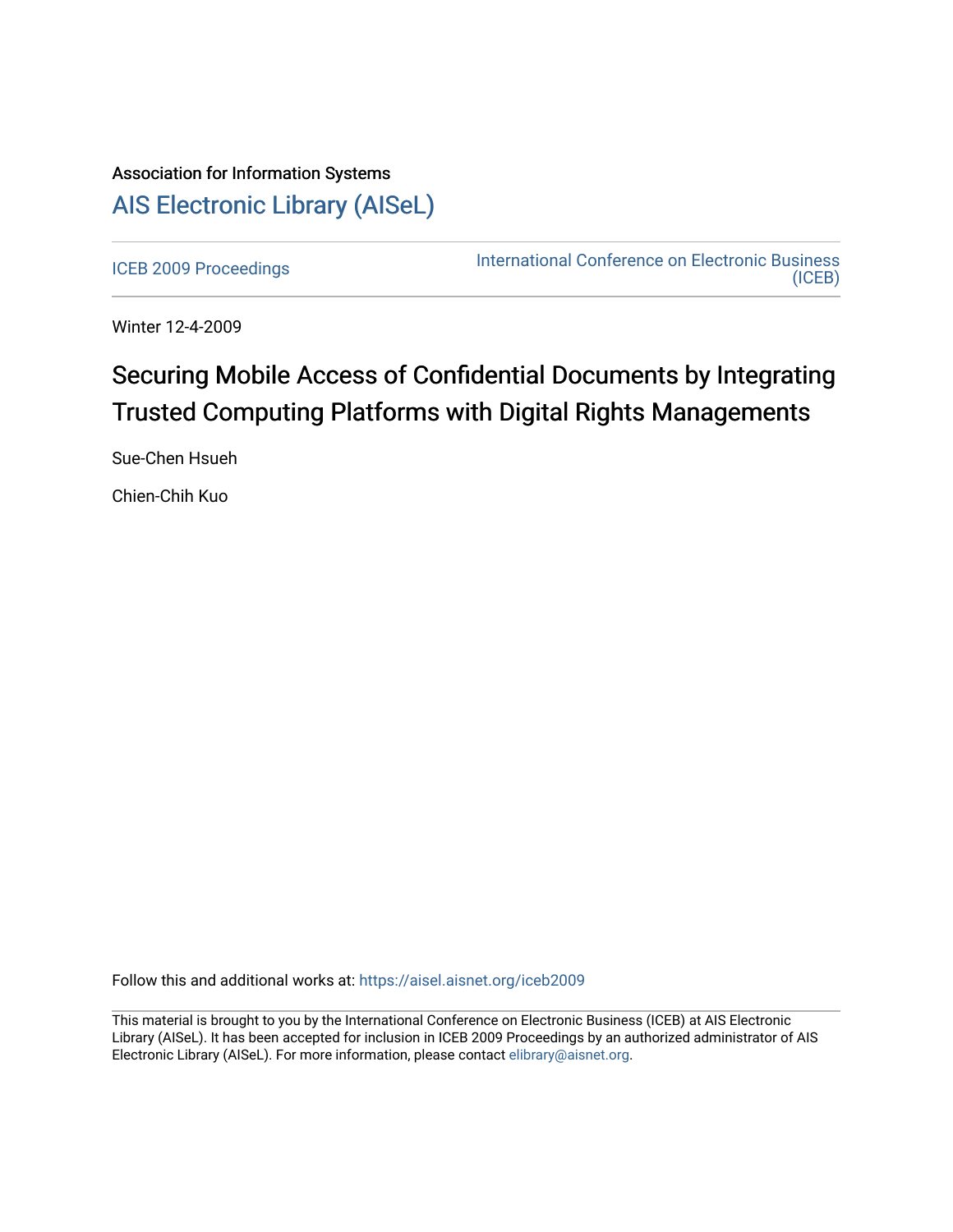Association for Information Systems

# AIS Electronic Library (AISeL)

ICEB 2009 Proceedings

International Conference on Electronic Business (ICEB)

Winter 12-4-2009

# Securing Mobile Access of Confidential Documents by Integrating Trusted Computing Platforms with Digital Rights Managements

Sue-Chen Hsueh

Chien-Chih Kuo

Follow this and additional works at: https://aisel.aisnet.org/iceb2009

This material is brought to you by the International Conference on Electronic Business (ICEB) at AIS Electronic Library (AISeL). It has been accepted for inclusion in ICEB 2009 Proceedings by an authorized administrator of AIS Electronic Library (AISeL). For more information, please contact elibrary@aisnet.org.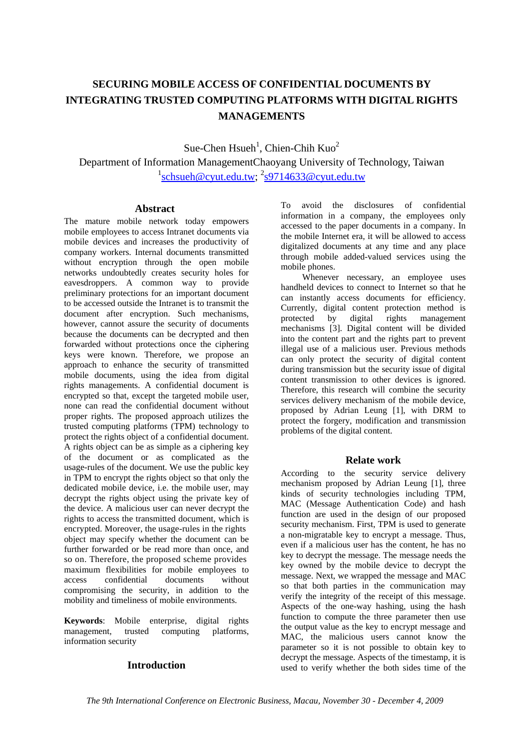# SECURING MOBILE ACCESS OF CONFIDENTIAL DOCUMENTS BY INTEGRATING TRUSTED COMPUTING PLATFORMS WITH DIGITAL RIGHTS MANAGEMENTS

Sue-Chen Hsueh[1], Chien-Chih Kuo[2]

Department of Information ManagementChaoyang University of Technology, Taiwan

[1]schsueh@cyut.edu.tw; [2]s9714633@cyut.edu.tw

## Abstract

The mature mobile network today empowers mobile employees to access Intranet documents via mobile devices and increases the productivity of company workers. Internal documents transmitted without encryption through the open mobile networks undoubtedly creates security holes for eavesdroppers. A common way to provide preliminary protections for an important document to be accessed outside the Intranet is to transmit the document after encryption. Such mechanisms, however, cannot assure the security of documents because the documents can be decrypted and then forwarded without protections once the ciphering keys were known. Therefore, we propose an approach to enhance the security of transmitted mobile documents, using the idea from digital rights managements. A confidential document is encrypted so that, except the targeted mobile user, none can read the confidential document without proper rights. The proposed approach utilizes the trusted computing platforms (TPM) technology to protect the rights object of a confidential document. A rights object can be as simple as a ciphering key of the document or as complicated as the usage-rules of the document. We use the public key in TPM to encrypt the rights object so that only the dedicated mobile device, i.e. the mobile user, may decrypt the rights object using the private key of the device. A malicious user can never decrypt the rights to access the transmitted document, which is encrypted. Moreover, the usage-rules in the rights object may specify whether the document can be further forwarded or be read more than once, and so on. Therefore, the proposed scheme provides maximum flexibilities for mobile employees to access confidential documents without compromising the security, in addition to the mobility and timeliness of mobile environments.

**Keywords**: Mobile enterprise, digital rights management, trusted computing platforms, information security

## Introduction

To avoid the disclosures of confidential information in a company, the employees only accessed to the paper documents in a company. In the mobile Internet era, it will be allowed to access digitalized documents at any time and any place through mobile added-valued services using the mobile phones.

Whenever necessary, an employee uses handheld devices to connect to Internet so that he can instantly access documents for efficiency. Currently, digital content protection method is protected by digital rights management mechanisms [3]. Digital content will be divided into the content part and the rights part to prevent illegal use of a malicious user. Previous methods can only protect the security of digital content during transmission but the security issue of digital content transmission to other devices is ignored. Therefore, this research will combine the security services delivery mechanism of the mobile device, proposed by Adrian Leung [1], with DRM to protect the forgery, modification and transmission problems of the digital content.

## Relate work

According to the security service delivery mechanism proposed by Adrian Leung [1], three kinds of security technologies including TPM, MAC (Message Authentication Code) and hash function are used in the design of our proposed security mechanism. First, TPM is used to generate a non-migratable key to encrypt a message. Thus, even if a malicious user has the content, he has no key to decrypt the message. The message needs the key owned by the mobile device to decrypt the message. Next, we wrapped the message and MAC so that both parties in the communication may verify the integrity of the receipt of this message. Aspects of the one-way hashing, using the hash function to compute the three parameter then use the output value as the key to encrypt message and MAC, the malicious users cannot know the parameter so it is not possible to obtain key to decrypt the message. Aspects of the timestamp, it is used to verify whether the both sides time of the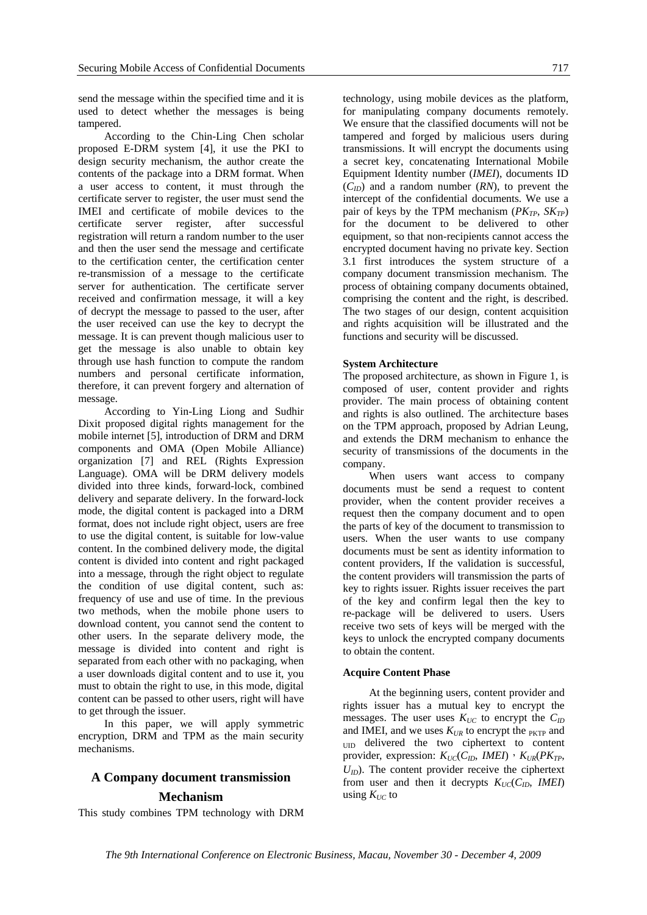send the message within the specified time and it is used to detect whether the messages is being tampered.

According to the Chin-Ling Chen scholar proposed E-DRM system [4], it use the PKI to design security mechanism, the author create the contents of the package into a DRM format. When a user access to content, it must through the certificate server to register, the user must send the IMEI and certificate of mobile devices to the certificate server register, after successful registration will return a random number to the user and then the user send the message and certificate to the certification center, the certification center re-transmission of a message to the certificate server for authentication. The certificate server received and confirmation message, it will a key of decrypt the message to passed to the user, after the user received can use the key to decrypt the message. It is can prevent though malicious user to get the message is also unable to obtain key through use hash function to compute the random numbers and personal certificate information, therefore, it can prevent forgery and alternation of message.

According to Yin-Ling Liong and Sudhir Dixit proposed digital rights management for the mobile internet [5], introduction of DRM and DRM components and OMA (Open Mobile Alliance) organization [7] and REL (Rights Expression Language). OMA will be DRM delivery models divided into three kinds, forward-lock, combined delivery and separate delivery. In the forward-lock mode, the digital content is packaged into a DRM format, does not include right object, users are free to use the digital content, is suitable for low-value content. In the combined delivery mode, the digital content is divided into content and right packaged into a message, through the right object to regulate the condition of use digital content, such as: frequency of use and use of time. In the previous two methods, when the mobile phone users to download content, you cannot send the content to other users. In the separate delivery mode, the message is divided into content and right is separated from each other with no packaging, when a user downloads digital content and to use it, you must to obtain the right to use, in this mode, digital content can be passed to other users, right will have to get through the issuer.

In this paper, we will apply symmetric encryption, DRM and TPM as the main security mechanisms.

## A Company document transmission Mechanism

This study combines TPM technology with DRM technology, using mobile devices as the platform, for manipulating company documents remotely. We ensure that the classified documents will not be tampered and forged by malicious users during transmissions. It will encrypt the documents using a secret key, concatenating International Mobile Equipment Identity number (*IMEI*), documents ID ($C_{ID}$) and a random number (*RN*), to prevent the intercept of the confidential documents. We use a pair of keys by the TPM mechanism ($PK_{TP}$, $SK_{TP}$) for the document to be delivered to other equipment, so that non-recipients cannot access the encrypted document having no private key. Section 3.1 first introduces the system structure of a company document transmission mechanism. The process of obtaining company documents obtained, comprising the content and the right, is described. The two stages of our design, content acquisition and rights acquisition will be illustrated and the functions and security will be discussed.

### System Architecture

The proposed architecture, as shown in Figure 1, is composed of user, content provider and rights provider. The main process of obtaining content and rights is also outlined. The architecture bases on the TPM approach, proposed by Adrian Leung, and extends the DRM mechanism to enhance the security of transmissions of the documents in the company.

When users want access to company documents must be send a request to content provider, when the content provider receives a request then the company document and to open the parts of key of the document to transmission to users. When the user wants to use company documents must be sent as identity information to content providers, If the validation is successful, the content providers will transmission the parts of key to rights issuer. Rights issuer receives the part of the key and confirm legal then the key to re-package will be delivered to users. Users receive two sets of keys will be merged with the keys to unlock the encrypted company documents to obtain the content.

### Acquire Content Phase

At the beginning users, content provider and rights issuer has a mutual key to encrypt the messages. The user uses $K_{UC}$ to encrypt the $C_{ID}$ and IMEI, and we uses $K_{UR}$ to encrypt the $_{PKTP}$ and $_{UID}$ delivered the two ciphertext to content provider, expression: $K_{UC}(C_{ID}, IMEI)$，$K_{UR}(PK_{TP}, U_{ID})$. The content provider receive the ciphertext from user and then it decrypts $K_{UC}(C_{ID}, IMEI)$ using $K_{UC}$ to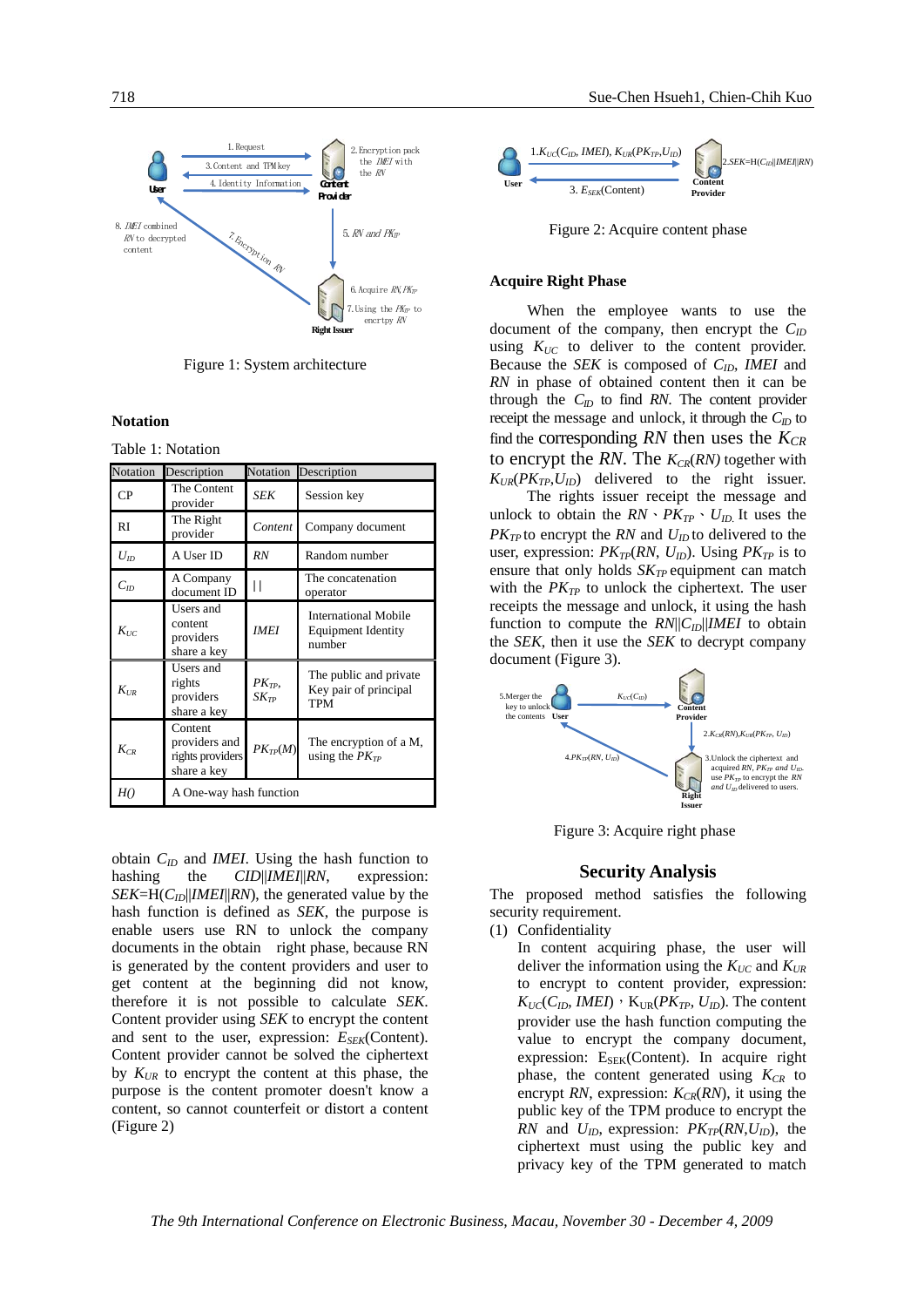Figure 1: System architecture

### Notation

Table 1: Notation

| Notation | Description | Notation | Description |
|---|---|---|---|
| CP | The Content provider | *SEK* | Session key |
| RI | The Right provider | *Content* | Company document |
| $U_{ID}$ | A User ID | *RN* | Random number |
| $C_{ID}$ | A Company document ID | \|\| | The concatenation operator |
| $K_{UC}$ | Users and content providers share a key | *IMEI* | International Mobile Equipment Identity number |
| $K_{UR}$ | Users and rights providers share a key | $PK_{TP}$, $SK_{TP}$ | The public and private Key pair of principal TPM |
| $K_{CR}$ | Content providers and rights providers share a key | $PK_{TP}(M)$ | The encryption of a M, using the $PK_{TP}$ |
| *H()* | A One-way hash function | | |

obtain $C_{ID}$ and *IMEI*. Using the hash function to hashing the *CID*||*IMEI*||*RN*, expression: *SEK*=H($C_{ID}$||*IMEI*||*RN*), the generated value by the hash function is defined as *SEK*, the purpose is enable users use RN to unlock the company documents in the obtain right phase, because RN is generated by the content providers and user to get content at the beginning did not know, therefore it is not possible to calculate *SEK*. Content provider using *SEK* to encrypt the content and sent to the user, expression: $E_{SEK}$(Content). Content provider cannot be solved the ciphertext by $K_{UR}$ to encrypt the content at this phase, the purpose is the content promoter doesn't know a content, so cannot counterfeit or distort a content (Figure 2)

Figure 2: Acquire content phase

### Acquire Right Phase

When the employee wants to use the document of the company, then encrypt the $C_{ID}$ using $K_{UC}$ to deliver to the content provider. Because the *SEK* is composed of $C_{ID}$, *IMEI* and *RN* in phase of obtained content then it can be through the $C_{ID}$ to find *RN*. The content provider receipt the message and unlock, it is through the $C_{ID}$ to find the corresponding *RN* then uses the $K_{CR}$ to encrypt the *RN*. The $K_{CR}(RN)$ together with $K_{UR}(PK_{TP},U_{ID})$ delivered to the right issuer.

The rights issuer receipt the message and unlock to obtain the *RN*、$PK_{TP}$、$U_{ID}$. It uses the $PK_{TP}$ to encrypt the *RN* and $U_{ID}$ to delivered to the user, expression: $PK_{TP}(RN, U_{ID})$. Using $PK_{TP}$ is to ensure that only holds $SK_{TP}$ equipment can match with the $PK_{TP}$ to unlock the ciphertext. The user receipts the message and unlock, it using the hash function to compute the *RN*||$C_{ID}$||*IMEI* to obtain the *SEK*, then it use the *SEK* to decrypt company document (Figure 3).

Figure 3: Acquire right phase

## Security Analysis

The proposed method satisfies the following security requirement.

(1) Confidentiality

In content acquiring phase, the user will deliver the information using the $K_{UC}$ and $K_{UR}$ to encrypt to content provider, expression: $K_{UC}(C_{ID}, IMEI)$，$K_{UR}(PK_{TP}, U_{ID})$. The content provider use the hash function computing the value to encrypt the company document, expression: $E_{SEK}$(Content). In acquire right phase, the content generated using $K_{CR}$ to encrypt *RN*, expression: $K_{CR}(RN)$, it using the public key of the TPM produce to encrypt the *RN* and $U_{ID}$, expression: $PK_{TP}(RN,U_{ID})$, the ciphertext must using the public key and privacy key of the TPM generated to match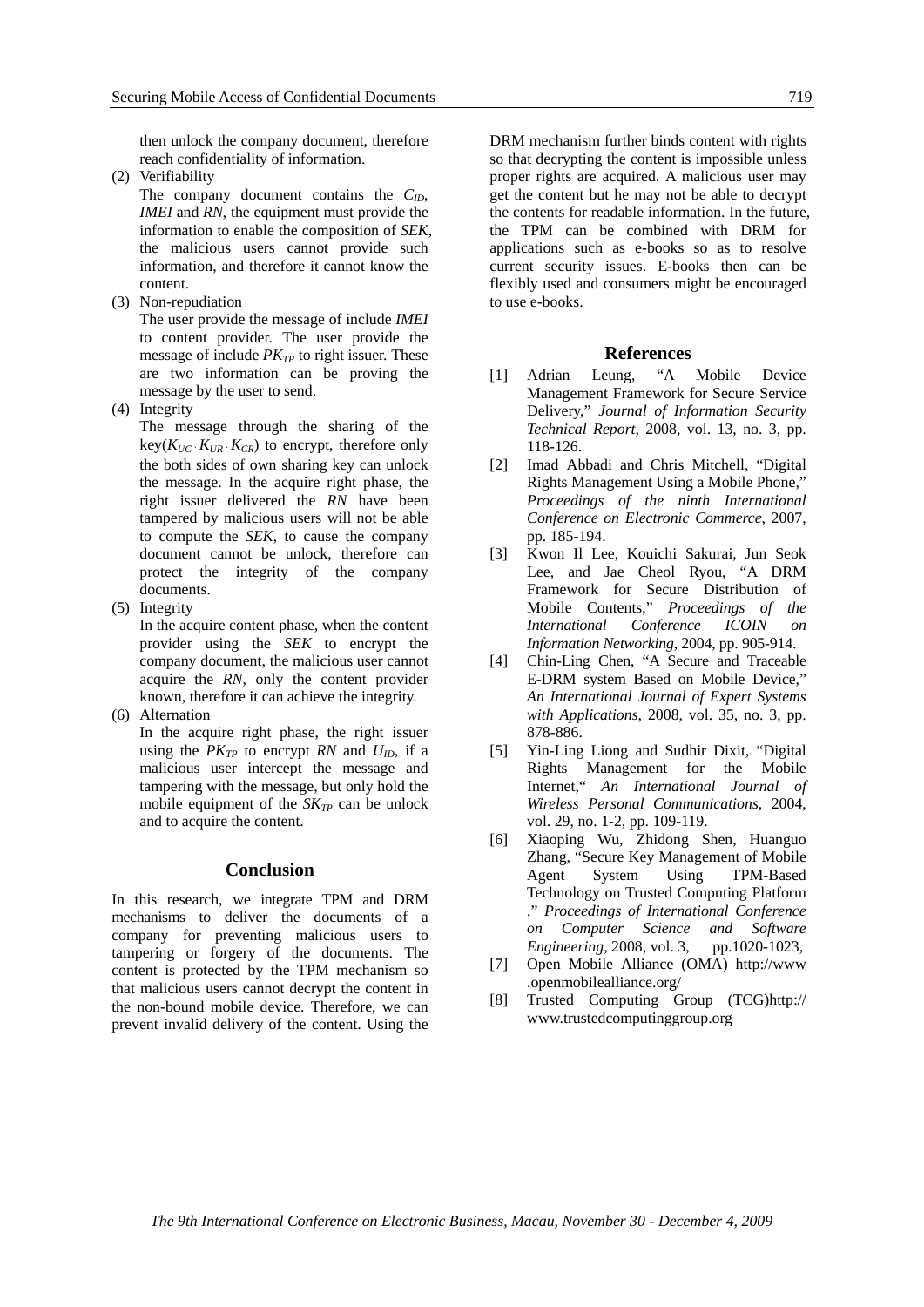then unlock the company document, therefore reach confidentiality of information.

(2) Verifiability

The company document contains the $C_{ID}$, *IMEI* and *RN*, the equipment must provide the information to enable the composition of *SEK*, the malicious users cannot provide such information, and therefore it cannot know the content.

(3) Non-repudiation

The user provide the message of include *IMEI* to content provider. The user provide the message of include $PK_{TP}$ to right issuer. These are two information can be proving the message by the user to send.

(4) Integrity

The message through the sharing of the key($K_{UC} \cdot K_{UR} \cdot K_{CR}$) to encrypt, therefore only the both sides of own sharing key can unlock the message. In the acquire right phase, the right issuer delivered the *RN* have been tampered by malicious users will not be able to compute the *SEK*, to cause the company document cannot be unlock, therefore can protect the integrity of the company documents.

(5) Integrity

In the acquire content phase, when the content provider using the *SEK* to encrypt the company document, the malicious user cannot acquire the *RN*, only the content provider known, therefore it can achieve the integrity.

(6) Alternation

In the acquire right phase, the right issuer using the $PK_{TP}$ to encrypt *RN* and $U_{ID}$, if a malicious user intercept the message and tampering with the message, but only hold the mobile equipment of the $SK_{TP}$ can be unlock and to acquire the content.

## Conclusion

In this research, we integrate TPM and DRM mechanisms to deliver the documents of a company for preventing malicious users to tampering or forgery of the documents. The content is protected by the TPM mechanism so that malicious users cannot decrypt the content in the non-bound mobile device. Therefore, we can prevent invalid delivery of the content. Using the DRM mechanism further binds content with rights so that decrypting the content is impossible unless proper rights are acquired. A malicious user may get the content but he may not be able to decrypt the contents for readable information. In the future, the TPM can be combined with DRM for applications such as e-books so as to resolve current security issues. E-books then can be flexibly used and consumers might be encouraged to use e-books.

## References

[1] Adrian Leung, "A Mobile Device Management Framework for Secure Service Delivery," *Journal of Information Security Technical Report*, 2008, vol. 13, no. 3, pp. 118-126.

[2] Imad Abbadi and Chris Mitchell, "Digital Rights Management Using a Mobile Phone," *Proceedings of the ninth International Conference on Electronic Commerce*, 2007, pp. 185-194.

[3] Kwon Il Lee, Kouichi Sakurai, Jun Seok Lee, and Jae Cheol Ryou, "A DRM Framework for Secure Distribution of Mobile Contents," *Proceedings of the International Conference ICOIN on Information Networking*, 2004, pp. 905-914.

[4] Chin-Ling Chen, "A Secure and Traceable E-DRM system Based on Mobile Device," *An International Journal of Expert Systems with Applications*, 2008, vol. 35, no. 3, pp. 878-886.

[5] Yin-Ling Liong and Sudhir Dixit, "Digital Rights Management for the Mobile Internet," *An International Journal of Wireless Personal Communications*, 2004, vol. 29, no. 1-2, pp. 109-119.

[6] Xiaoping Wu, Zhidong Shen, Huanguo Zhang, "Secure Key Management of Mobile Agent System Using TPM-Based Technology on Trusted Computing Platform ," *Proceedings of International Conference on Computer Science and Software Engineering*, 2008, vol. 3, pp.1020-1023,

[7] Open Mobile Alliance (OMA) http://www.openmobilealliance.org/

[8] Trusted Computing Group (TCG)http://www.trustedcomputinggroup.org